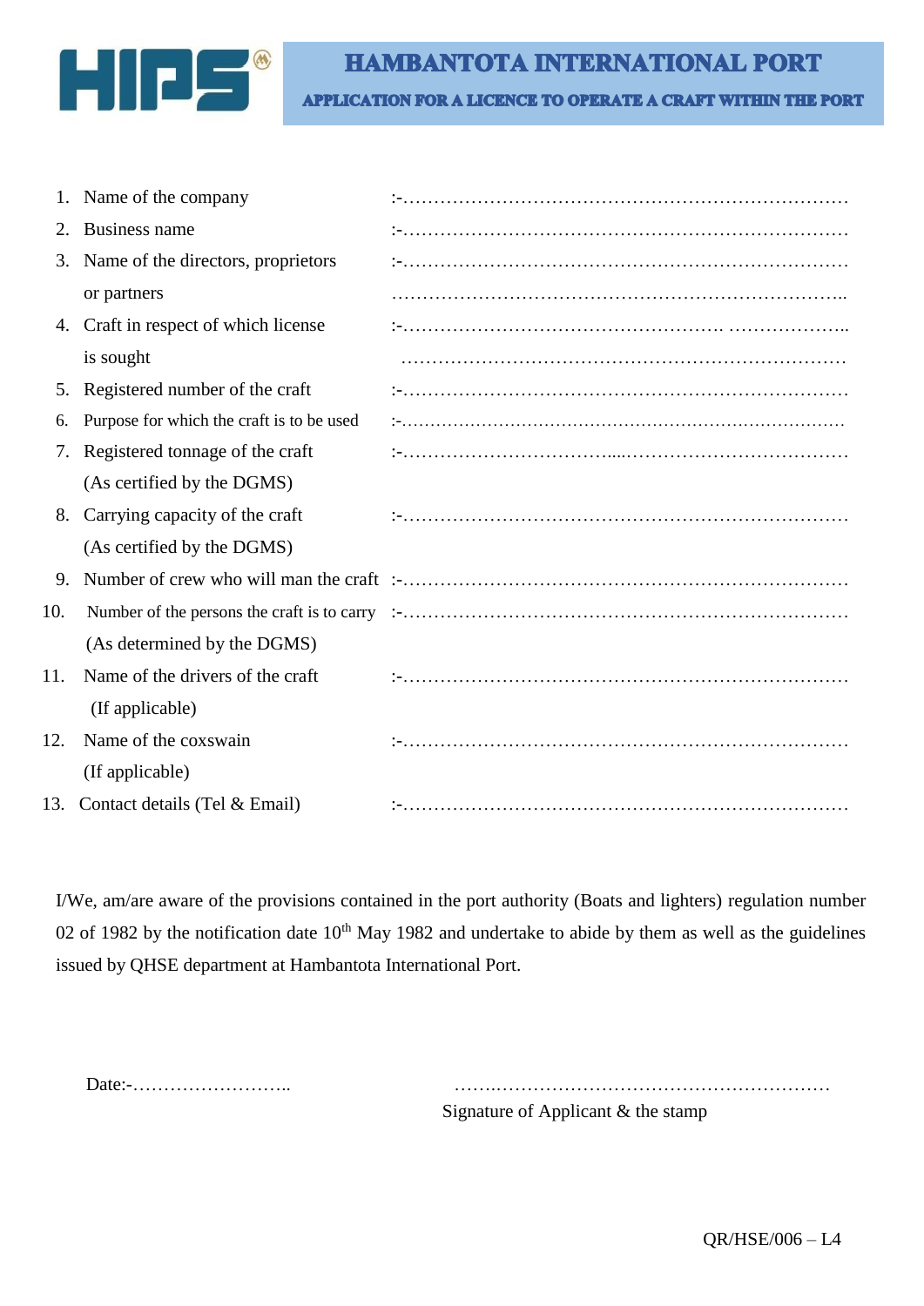# HAMBANTOTA INTERNATIONAL PORT

## APPLICATION FOR A LICENCE TO OPERATE A CRAFT WITHIN THE PORT

1. Name of the company :-……………………………………………………………………
2. Business name :-……………………………………………………………………
3. Name of the directors, proprietors or partners :-……………………………………………………………………
4. Craft in respect of which license is sought :-……………………………………………………………………
5. Registered number of the craft :-……………………………………………………………………
6. Purpose for which the craft is to be used :-……………………………………………………………………
7. Registered tonnage of the craft (As certified by the DGMS) :-……………………………………………………………………
8. Carrying capacity of the craft (As certified by the DGMS) :-……………………………………………………………………
9. Number of crew who will man the craft :-……………………………………………………………………
10. Number of the persons the craft is to carry (As determined by the DGMS) :-……………………………………………………………………
11. Name of the drivers of the craft (If applicable) :-……………………………………………………………………
12. Name of the coxswain (If applicable) :-……………………………………………………………………
13. Contact details (Tel & Email) :-……………………………………………………………………

I/We, am/are aware of the provisions contained in the port authority (Boats and lighters) regulation number 02 of 1982 by the notification date 10th May 1982 and undertake to abide by them as well as the guidelines issued by QHSE department at Hambantota International Port.

Date:-……………………..

……………………………………………………………

Signature of Applicant & the stamp

QR/HSE/006 – L4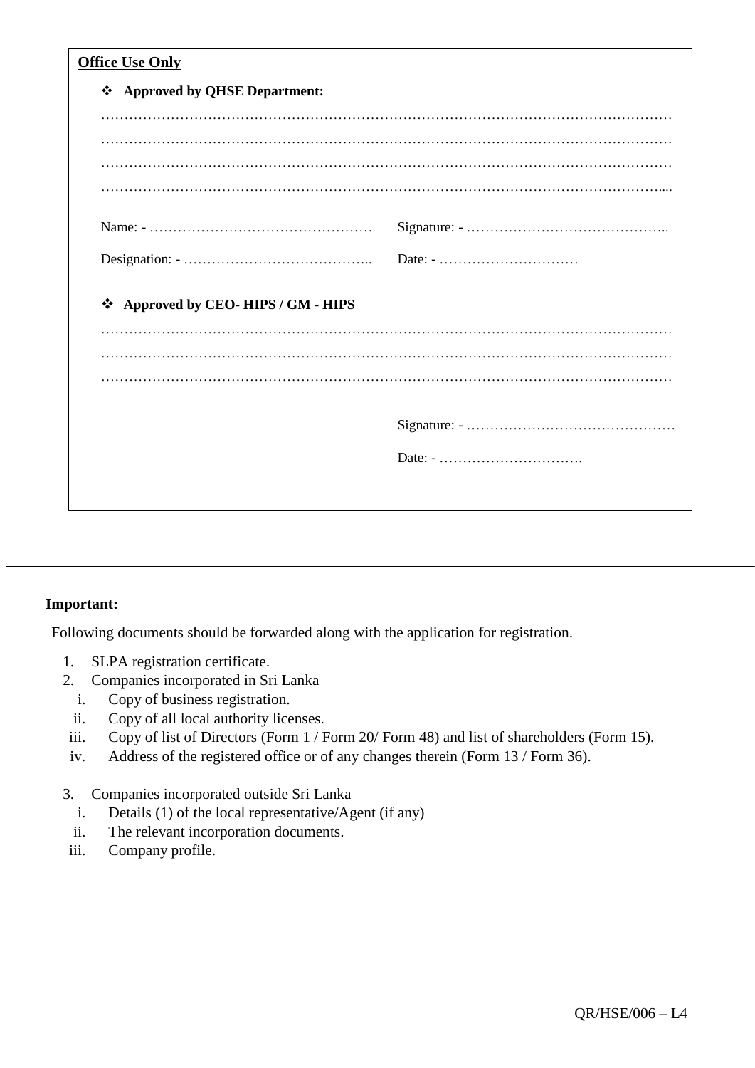**Office Use Only**

- **Approved by QHSE Department:**

…………………………………………………………………………………………………………
…………………………………………………………………………………………………………
…………………………………………………………………………………………………………
…………………………………………………………………………………………………………....

Name: - …………………………………………… Signature: - ……………………………………..

Designation: - ………………………………….. Date: - …………………………

- **Approved by CEO- HIPS / GM - HIPS**

…………………………………………………………………………………………………………
…………………………………………………………………………………………………………
…………………………………………………………………………………………………………

Signature: - ………………………………………

Date: - ………………………….

---

**Important:**

Following documents should be forwarded along with the application for registration.

1. SLPA registration certificate.
2. Companies incorporated in Sri Lanka
   i. Copy of business registration.
   ii. Copy of all local authority licenses.
   iii. Copy of list of Directors (Form 1 / Form 20/ Form 48) and list of shareholders (Form 15).
   iv. Address of the registered office or of any changes therein (Form 13 / Form 36).

3. Companies incorporated outside Sri Lanka
   i. Details (1) of the local representative/Agent (if any)
   ii. The relevant incorporation documents.
   iii. Company profile.

QR/HSE/006 – L4